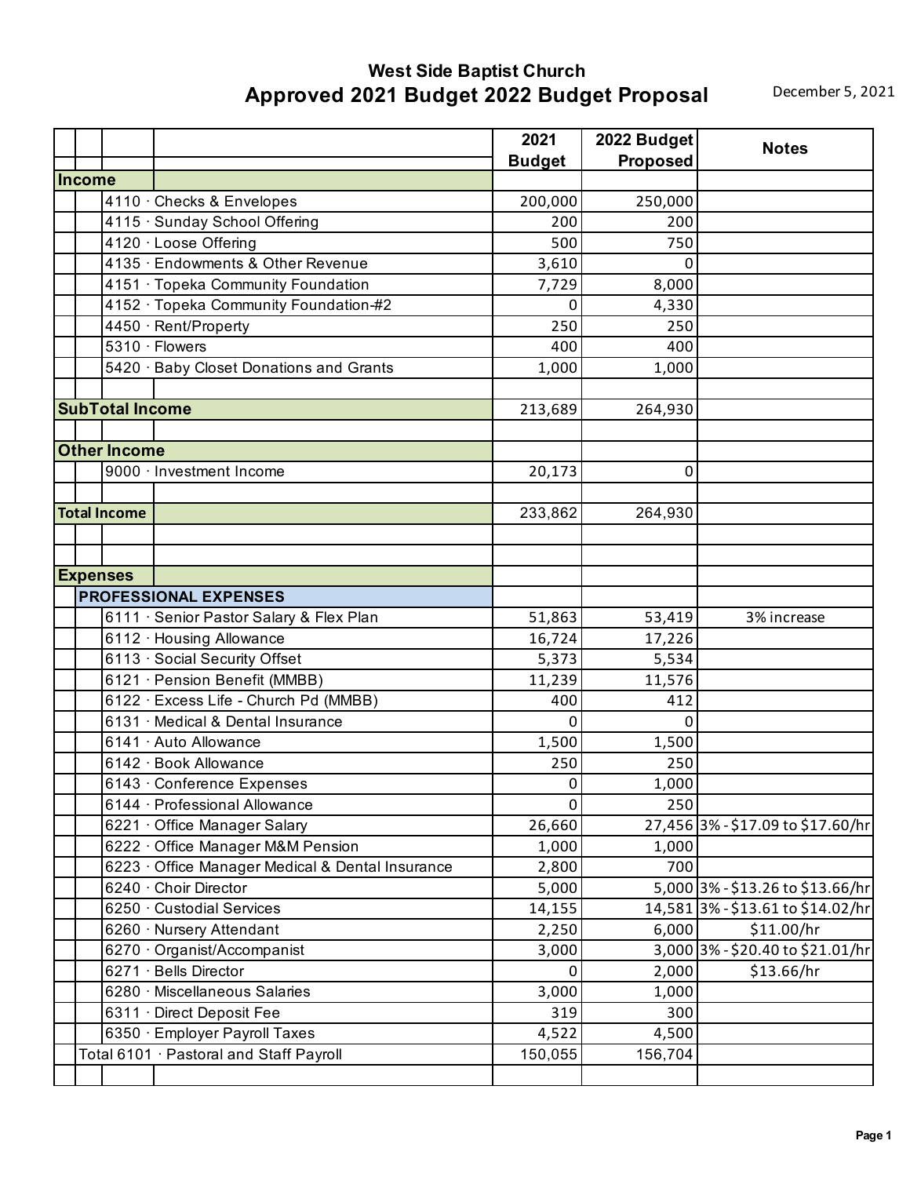# West Side Baptist Church

## Approved 2021 Budget 2022 Budget Proposal

December 5, 2021

| | 2021 Budget | 2022 Budget Proposed | Notes |
|---|---|---|---|
| **Income** | | | |
| 4110 · Checks & Envelopes | 200,000 | 250,000 | |
| 4115 · Sunday School Offering | 200 | 200 | |
| 4120 · Loose Offering | 500 | 750 | |
| 4135 · Endowments & Other Revenue | 3,610 | 0 | |
| 4151 · Topeka Community Foundation | 7,729 | 8,000 | |
| 4152 · Topeka Community Foundation-#2 | 0 | 4,330 | |
| 4450 · Rent/Property | 250 | 250 | |
| 5310 · Flowers | 400 | 400 | |
| 5420 · Baby Closet Donations and Grants | 1,000 | 1,000 | |
| | | | |
| **SubTotal Income** | 213,689 | 264,930 | |
| | | | |
| **Other Income** | | | |
| 9000 · Investment Income | 20,173 | 0 | |
| | | | |
| **Total Income** | 233,862 | 264,930 | |
| | | | |
| | | | |
| **Expenses** | | | |
| **PROFESSIONAL EXPENSES** | | | |
| 6111 · Senior Pastor Salary & Flex Plan | 51,863 | 53,419 | 3% increase |
| 6112 · Housing Allowance | 16,724 | 17,226 | |
| 6113 · Social Security Offset | 5,373 | 5,534 | |
| 6121 · Pension Benefit (MMBB) | 11,239 | 11,576 | |
| 6122 · Excess Life - Church Pd (MMBB) | 400 | 412 | |
| 6131 · Medical & Dental Insurance | 0 | 0 | |
| 6141 · Auto Allowance | 1,500 | 1,500 | |
| 6142 · Book Allowance | 250 | 250 | |
| 6143 · Conference Expenses | 0 | 1,000 | |
| 6144 · Professional Allowance | 0 | 250 | |
| 6221 · Office Manager Salary | 26,660 | 27,456 | 3% - $17.09 to $17.60/hr |
| 6222 · Office Manager M&M Pension | 1,000 | 1,000 | |
| 6223 · Office Manager Medical & Dental Insurance | 2,800 | 700 | |
| 6240 · Choir Director | 5,000 | 5,000 | 3% - $13.26 to $13.66/hr |
| 6250 · Custodial Services | 14,155 | 14,581 | 3% - $13.61 to $14.02/hr |
| 6260 · Nursery Attendant | 2,250 | 6,000 | $11.00/hr |
| 6270 · Organist/Accompanist | 3,000 | 3,000 | 3% - $20.40 to $21.01/hr |
| 6271 · Bells Director | 0 | 2,000 | $13.66/hr |
| 6280 · Miscellaneous Salaries | 3,000 | 1,000 | |
| 6311 · Direct Deposit Fee | 319 | 300 | |
| 6350 · Employer Payroll Taxes | 4,522 | 4,500 | |
| Total 6101 · Pastoral and Staff Payroll | 150,055 | 156,704 | |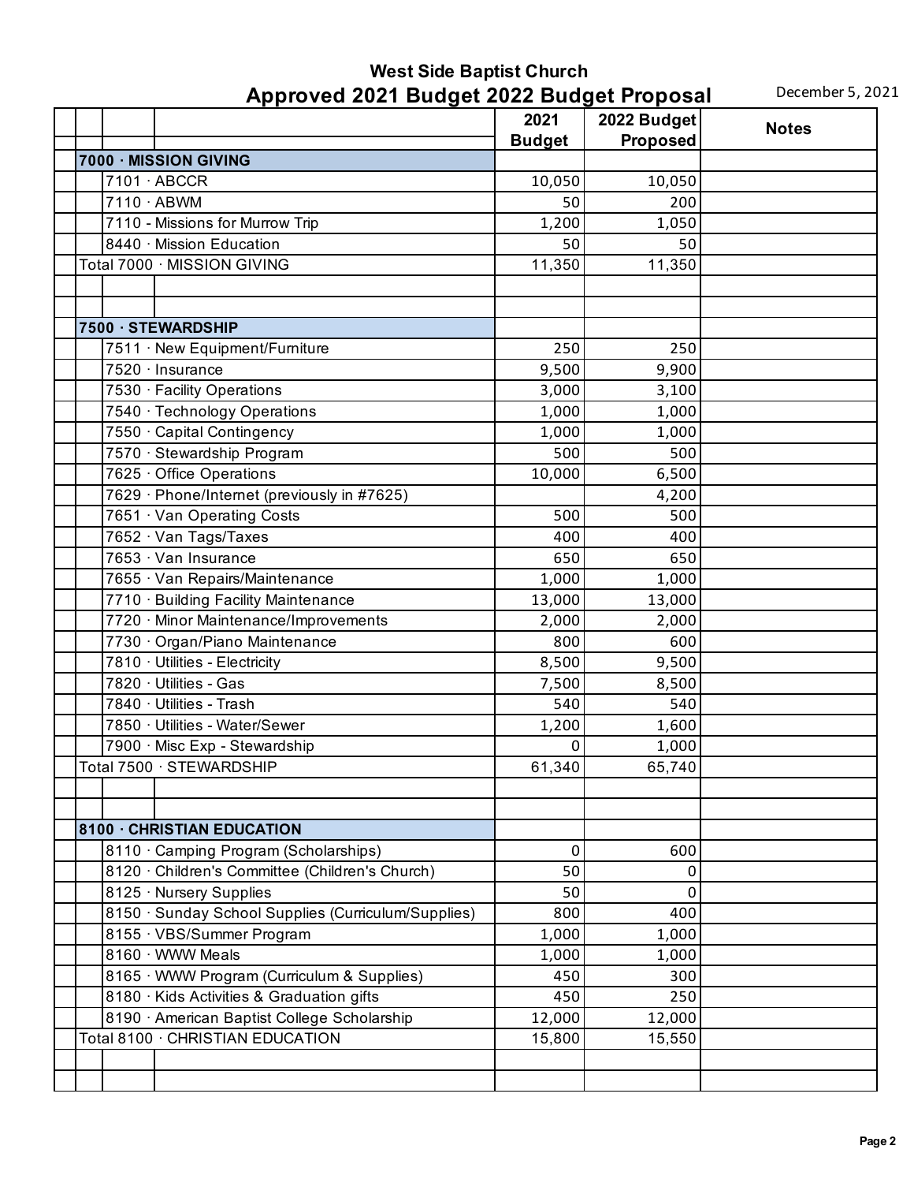# West Side Baptist Church

## Approved 2021 Budget 2022 Budget Proposal

December 5, 2021

| | 2021 Budget | 2022 Budget Proposed | Notes |
|---|---|---|---|
| **7000 · MISSION GIVING** | | | |
| 7101 · ABCCR | 10,050 | 10,050 | |
| 7110 · ABWM | 50 | 200 | |
| 7110 - Missions for Murrow Trip | 1,200 | 1,050 | |
| 8440 · Mission Education | 50 | 50 | |
| Total 7000 · MISSION GIVING | 11,350 | 11,350 | |
| | | | |
| | | | |
| **7500 · STEWARDSHIP** | | | |
| 7511 · New Equipment/Furniture | 250 | 250 | |
| 7520 · Insurance | 9,500 | 9,900 | |
| 7530 · Facility Operations | 3,000 | 3,100 | |
| 7540 · Technology Operations | 1,000 | 1,000 | |
| 7550 · Capital Contingency | 1,000 | 1,000 | |
| 7570 · Stewardship Program | 500 | 500 | |
| 7625 · Office Operations | 10,000 | 6,500 | |
| 7629 · Phone/Internet (previously in #7625) | | 4,200 | |
| 7651 · Van Operating Costs | 500 | 500 | |
| 7652 · Van Tags/Taxes | 400 | 400 | |
| 7653 · Van Insurance | 650 | 650 | |
| 7655 · Van Repairs/Maintenance | 1,000 | 1,000 | |
| 7710 · Building Facility Maintenance | 13,000 | 13,000 | |
| 7720 · Minor Maintenance/Improvements | 2,000 | 2,000 | |
| 7730 · Organ/Piano Maintenance | 800 | 600 | |
| 7810 · Utilities - Electricity | 8,500 | 9,500 | |
| 7820 · Utilities - Gas | 7,500 | 8,500 | |
| 7840 · Utilities - Trash | 540 | 540 | |
| 7850 · Utilities - Water/Sewer | 1,200 | 1,600 | |
| 7900 · Misc Exp - Stewardship | 0 | 1,000 | |
| Total 7500 · STEWARDSHIP | 61,340 | 65,740 | |
| | | | |
| | | | |
| **8100 · CHRISTIAN EDUCATION** | | | |
| 8110 · Camping Program (Scholarships) | 0 | 600 | |
| 8120 · Children's Committee (Children's Church) | 50 | 0 | |
| 8125 · Nursery Supplies | 50 | 0 | |
| 8150 · Sunday School Supplies (Curriculum/Supplies) | 800 | 400 | |
| 8155 · VBS/Summer Program | 1,000 | 1,000 | |
| 8160 · WWW Meals | 1,000 | 1,000 | |
| 8165 · WWW Program (Curriculum & Supplies) | 450 | 300 | |
| 8180 · Kids Activities & Graduation gifts | 450 | 250 | |
| 8190 · American Baptist College Scholarship | 12,000 | 12,000 | |
| Total 8100 · CHRISTIAN EDUCATION | 15,800 | 15,550 | |
| | | | |
| | | | |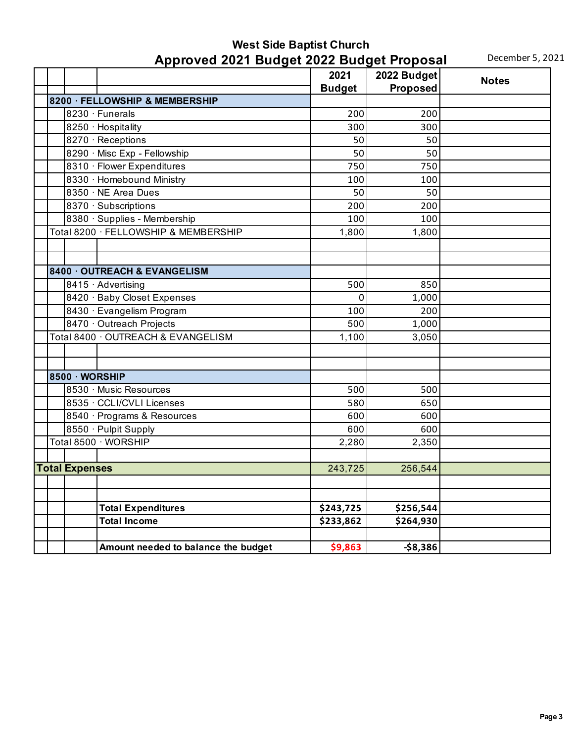**West Side Baptist Church**

## Approved 2021 Budget 2022 Budget Proposal

December 5, 2021

| | 2021 Budget | 2022 Budget Proposed | Notes |
|---|---|---|---|
| **8200 · FELLOWSHIP & MEMBERSHIP** | | | |
| 8230 · Funerals | 200 | 200 | |
| 8250 · Hospitality | 300 | 300 | |
| 8270 · Receptions | 50 | 50 | |
| 8290 · Misc Exp - Fellowship | 50 | 50 | |
| 8310 · Flower Expenditures | 750 | 750 | |
| 8330 · Homebound Ministry | 100 | 100 | |
| 8350 · NE Area Dues | 50 | 50 | |
| 8370 · Subscriptions | 200 | 200 | |
| 8380 · Supplies - Membership | 100 | 100 | |
| Total 8200 · FELLOWSHIP & MEMBERSHIP | 1,800 | 1,800 | |
| | | | |
| | | | |
| **8400 · OUTREACH & EVANGELISM** | | | |
| 8415 · Advertising | 500 | 850 | |
| 8420 · Baby Closet Expenses | 0 | 1,000 | |
| 8430 · Evangelism Program | 100 | 200 | |
| 8470 · Outreach Projects | 500 | 1,000 | |
| Total 8400 · OUTREACH & EVANGELISM | 1,100 | 3,050 | |
| | | | |
| | | | |
| **8500 · WORSHIP** | | | |
| 8530 · Music Resources | 500 | 500 | |
| 8535 · CCLI/CVLI Licenses | 580 | 650 | |
| 8540 · Programs & Resources | 600 | 600 | |
| 8550 · Pulpit Supply | 600 | 600 | |
| Total 8500 · WORSHIP | 2,280 | 2,350 | |
| | | | |
| **Total Expenses** | 243,725 | 256,544 | |
| | | | |
| | | | |
| **Total Expenditures** | **$243,725** | **$256,544** | |
| **Total Income** | **$233,862** | **$264,930** | |
| | | | |
| **Amount needed to balance the budget** | **$9,863** | **-$8,386** | |